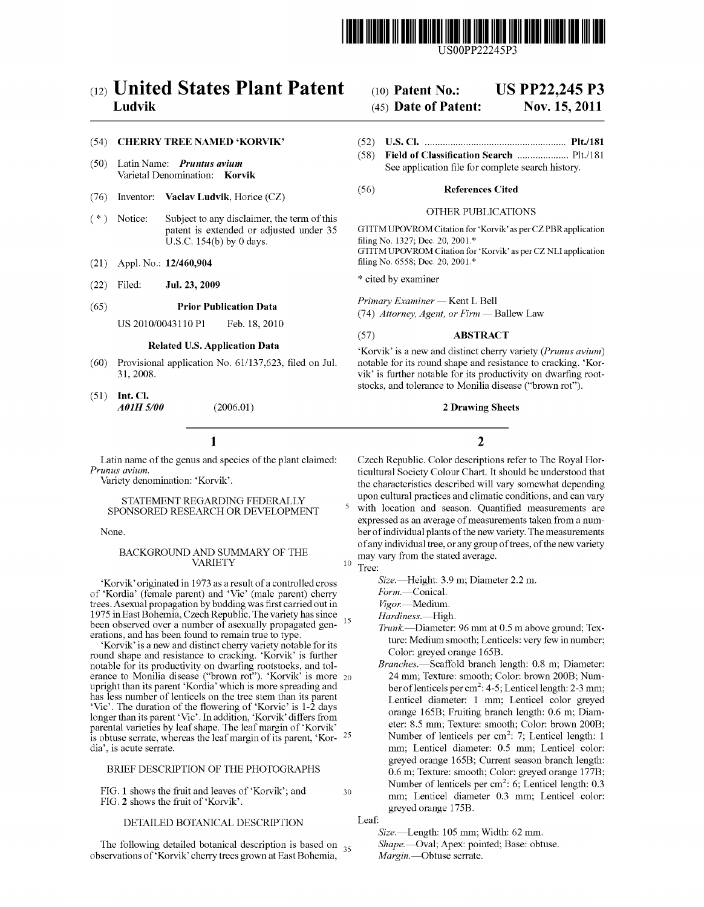US00PP22245P3

# (12) United States Plant Patent

**Ludvik**

(10) **Patent No.: US PP22,245 P3**

(45) **Date of Patent: Nov. 15, 2011**

(54) **CHERRY TREE NAMED 'KORVIK'**

(50) Latin Name: ***Pruntus avium***
Varietal Denomination: **Korvik**

(76) Inventor: **Vaclav Ludvik**, Horice (CZ)

(*) Notice: Subject to any disclaimer, the term of this patent is extended or adjusted under 35 U.S.C. 154(b) by 0 days.

(21) Appl. No.: **12/460,904**

(22) Filed: **Jul. 23, 2009**

(65) **Prior Publication Data**

US 2010/0043110 P1 Feb. 18, 2010

**Related U.S. Application Data**

(60) Provisional application No. 61/137,623, filed on Jul. 31, 2008.

(51) **Int. Cl.**
***A01H 5/00*** (2006.01)

(52) **U.S. Cl.** .................................................. **Plt./181**

(58) **Field of Classification Search** .................... Plt./181
See application file for complete search history.

(56) **References Cited**

OTHER PUBLICATIONS

GTITM UPOVROM Citation for 'Korvik' as per CZ PBR application filing No. 1327; Dec. 20, 2001.*
GTITM UPOVROM Citation for 'Korvik' as per CZ NLI application filing No. 6558; Dec. 20, 2001.*

\* cited by examiner

*Primary Examiner* — Kent L Bell
(74) *Attorney, Agent, or Firm* — Ballew Law

(57) **ABSTRACT**

'Korvik' is a new and distinct cherry variety (*Prunus avium*) notable for its round shape and resistance to cracking. 'Korvik' is further notable for its productivity on dwarfing rootstocks, and tolerance to Monilia disease ("brown rot").

**2 Drawing Sheets**

Latin name of the genus and species of the plant claimed: *Prunus avium.*

Variety denomination: 'Korvik'.

## STATEMENT REGARDING FEDERALLY SPONSORED RESEARCH OR DEVELOPMENT

None.

## BACKGROUND AND SUMMARY OF THE VARIETY

'Korvik' originated in 1973 as a result of a controlled cross of 'Kordia' (female parent) and 'Vic' (male parent) cherry trees. Asexual propagation by budding was first carried out in 1975 in East Bohemia, Czech Republic. The variety has since been observed over a number of asexually propagated generations, and has been found to remain true to type.

'Korvik' is a new and distinct cherry variety notable for its round shape and resistance to cracking. 'Korvik' is further notable for its productivity on dwarfing rootstocks, and tolerance to Monilia disease ("brown rot"). 'Korvik' is more upright than its parent 'Kordia' which is more spreading and has less number of lenticels on the tree stem than its parent 'Vic'. The duration of the flowering of 'Korvic' is 1-2 days longer than its parent 'Vic'. In addition, 'Korvik' differs from parental varieties by leaf shape. The leaf margin of 'Korvik' is obtuse serrate, whereas the leaf margin of its parent, 'Kordia', is acute serrate.

## BRIEF DESCRIPTION OF THE PHOTOGRAPHS

FIG. 1 shows the fruit and leaves of 'Korvik'; and
FIG. 2 shows the fruit of 'Korvik'.

## DETAILED BOTANICAL DESCRIPTION

The following detailed botanical description is based on observations of 'Korvik' cherry trees grown at East Bohemia, Czech Republic. Color descriptions refer to The Royal Horticultural Society Colour Chart. It should be understood that the characteristics described will vary somewhat depending upon cultural practices and climatic conditions, and can vary with location and season. Quantified measurements are expressed as an average of measurements taken from a number of individual plants of the new variety. The measurements of any individual tree, or any group of trees, of the new variety may vary from the stated average.

Tree:

*Size.*—Height: 3.9 m; Diameter 2.2 m.
*Form.*—Conical.
*Vigor.*—Medium.
*Hardiness.*—High.
*Trunk.*—Diameter: 96 mm at 0.5 m above ground; Texture: Medium smooth; Lenticels: very few in number; Color: greyed orange 165B.
*Branches.*—Scaffold branch length: 0.8 m; Diameter: 24 mm; Texture: smooth; Color: brown 200B; Number of lenticels per cm$^2$: 4-5; Lenticel length: 2-3 mm; Lenticel diameter: 1 mm; Lenticel color greyed orange 165B; Fruiting branch length: 0.6 m; Diameter: 8.5 mm; Texture: smooth; Color: brown 200B; Number of lenticels per cm$^2$: 7; Lenticel length: 1 mm; Lenticel diameter: 0.5 mm; Lenticel color: greyed orange 165B; Current season branch length: 0.6 m; Texture: smooth; Color: greyed orange 177B; Number of lenticels per cm$^2$: 6; Lenticel length: 0.3 mm; Lenticel diameter 0.3 mm; Lenticel color: greyed orange 175B.

Leaf:

*Size.*—Length: 105 mm; Width: 62 mm.
*Shape.*—Oval; Apex: pointed; Base: obtuse.
*Margin.*—Obtuse serrate.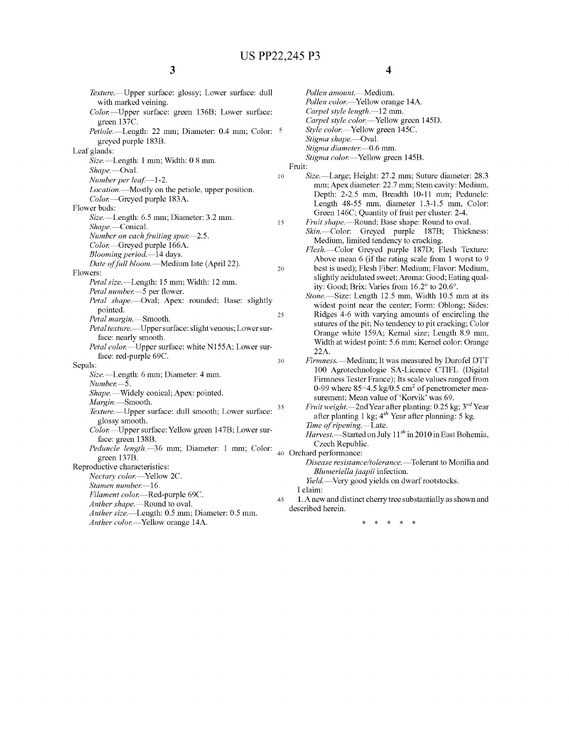*Texture*.—Upper surface: glossy; Lower surface: dull with marked veining.

*Color*.—Upper surface: green 136B; Lower surface: green 137C.

*Petiole*.—Length: 22 mm; Diameter: 0.4 mm; Color: greyed purple 183B.

Leaf glands:

*Size*.—Length: 1 mm; Width: 0 8 mm.

*Shape*.—Oval.

*Number per leaf*.—1-2.

*Location*.—Mostly on the petiole, upper position.

*Color*.—Greyed purple 183A.

Flower buds:

*Size*.—Length: 6.5 mm; Diameter: 3.2 mm.

*Shape*.—Conical.

*Number on each fruiting spur*.—2.5.

*Color*.—Greyed purple 166A.

*Blooming period*.—14 days.

*Date of full bloom*.—Medium late (April 22).

Flowers:

*Petal size*.—Length: 15 mm; Width: 12 mm.

*Petal number*.—5 per flower.

*Petal shape*.—Oval; Apex: rounded; Base: slightly pointed.

*Petal margin*.—Smooth.

*Petal texture*.—Upper surface: slight venous; Lower surface: nearly smooth.

*Petal color*.—Upper surface: white N155A; Lower surface: red-purple 69C.

Sepals:

*Size*.—Length: 6 mm; Diameter: 4 mm.

*Number*.—5.

*Shape*.—Widely conical; Apex: pointed.

*Margin*.—Smooth.

*Texture*.—Upper surface: dull smooth; Lower surface: glossy smooth.

*Color*.—Upper surface: Yellow green 147B; Lower surface: green 138B.

*Peduncle length*.—36 mm; Diameter: 1 mm; Color: green 137B.

Reproductive characteristics:

*Nectary color*.—Yellow 2C.

*Stamen number*.—16.

*Filament color*.—Red-purple 69C.

*Anther shape*.—Round to oval.

*Anther size*.—Length: 0.5 mm; Diameter: 0.5 mm.

*Anther color*.—Yellow orange 14A.

*Pollen amount*.—Medium.

*Pollen color*.—Yellow orange 14A.

*Carpel style length*.—12 mm.

*Carpel style color*.—Yellow green 145D.

*Style color*.—Yellow green 145C.

*Stigma shape*.—Oval.

*Stigma diameter*.—0.6 mm.

*Stigma color*.—Yellow green 145B.

Fruit:

*Size*.—Large; Height: 27.2 mm; Suture diameter: 28.3 mm; Apex diameter: 22.7 mm; Stem cavity: Medium, Depth: 2-2.5 mm, Breadth 10-11 mm; Peduncle: Length 48-55 mm, diameter 1.3-1.5 mm, Color: Green 146C; Quantity of fruit per cluster: 2-4.

*Fruit shape*.—Round; Base shape: Round to oval.

*Skin*.—Color: Greyed purple 187B; Thickness: Medium, limited tendency to cracking.

*Flesh*.—Color Greyed purple 187D; Flesh Texture: Above mean 6 (if the rating scale from 1 worst to 9 best is used); Flesh Fiber: Medium; Flavor: Medium, slightly acidulated sweet; Aroma: Good; Eating quality: Good; Brix: Varies from 16.2° to 20.6°.

*Stone*.—Size: Length 12.5 mm, Width 10.5 mm at its widest point near the center; Form: Oblong; Sides: Ridges 4-6 with varying amounts of encircling the sutures of the pit; No tendency to pit cracking; Color Orange white 159A; Kernal size; Length 8.9 mm, Width at widest point: 5.6 mm; Kernel color: Orange 22A.

*Firmness*.—Medium; It was measured by Durofel DTT 100 Agrotechnologie SA-Licence CTIFL (Digital Firmness Tester France); Its scale values ranged from 0-99 where 85=4.5 kg/0.5 cm$^2$ of penetrometer measurement; Mean value of 'Korvik' was 69.

*Fruit weight*.—2nd Year after planting: 0.25 kg; 3$^{rd}$ Year after planting 1 kg; 4$^{th}$ Year after planning: 5 kg.

*Time of ripening*.—Late.

*Harvest*.—Started on July 11$^{th}$ in 2010 in East Bohemia, Czech Republic.

Orchard performance:

*Disease resistance/tolerance*.—Tolerant to Monilia and *Blumeriella jaapii* infection.

*Yield*.—Very good yields on dwarf rootstocks.

I claim:

**1**. A new and distinct cherry tree substantially as shown and described herein.

\* \* \* \* \*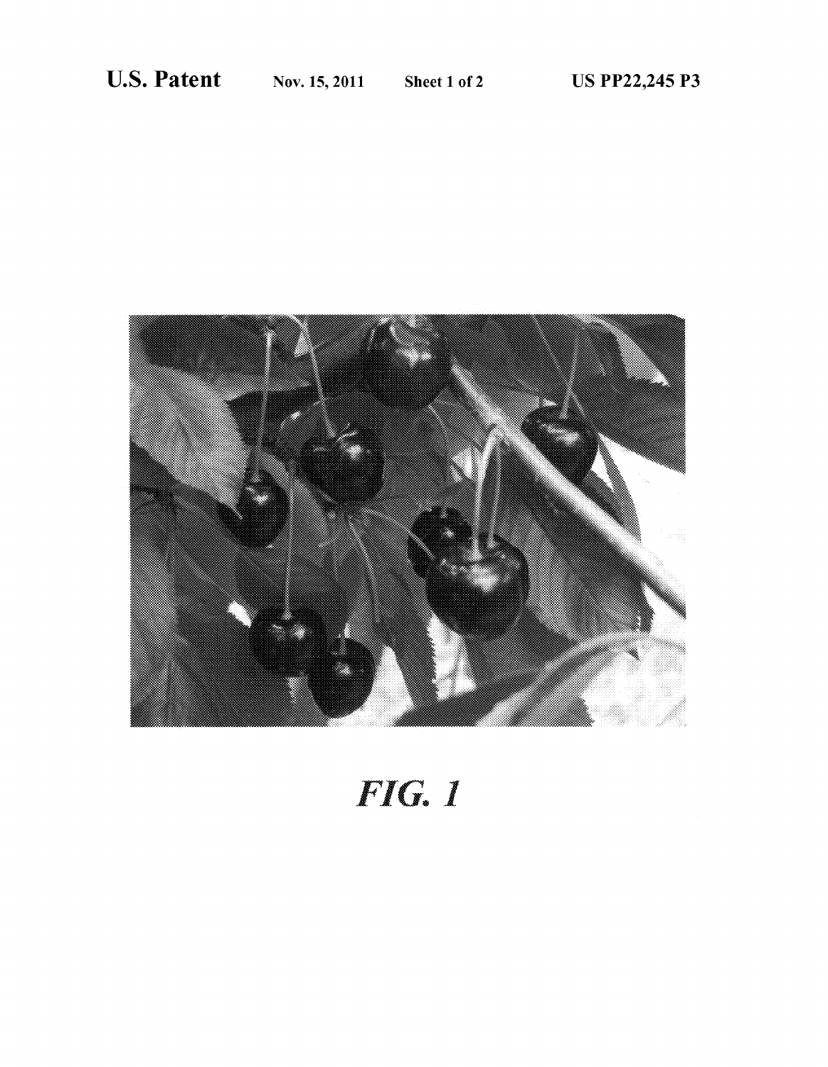FIG. 1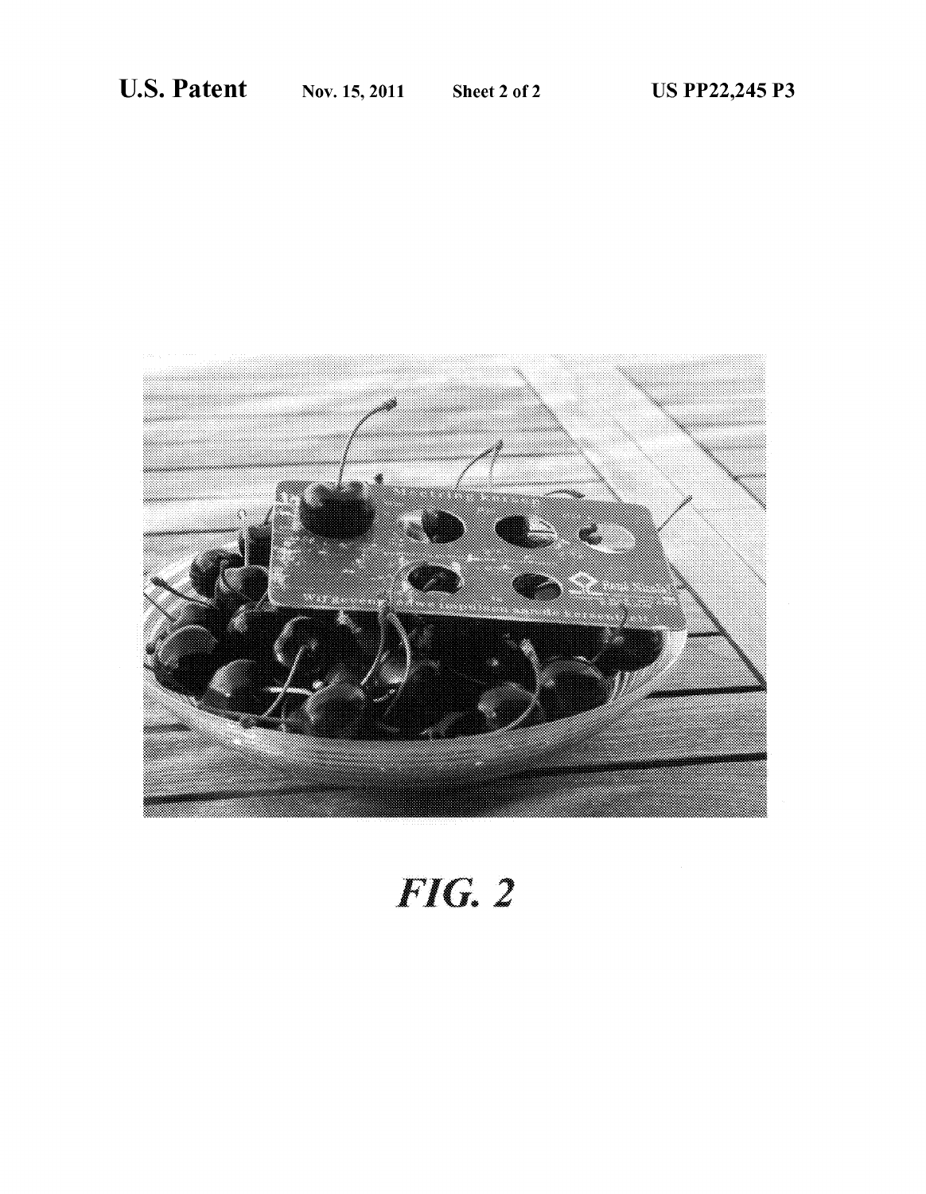FIG. 2